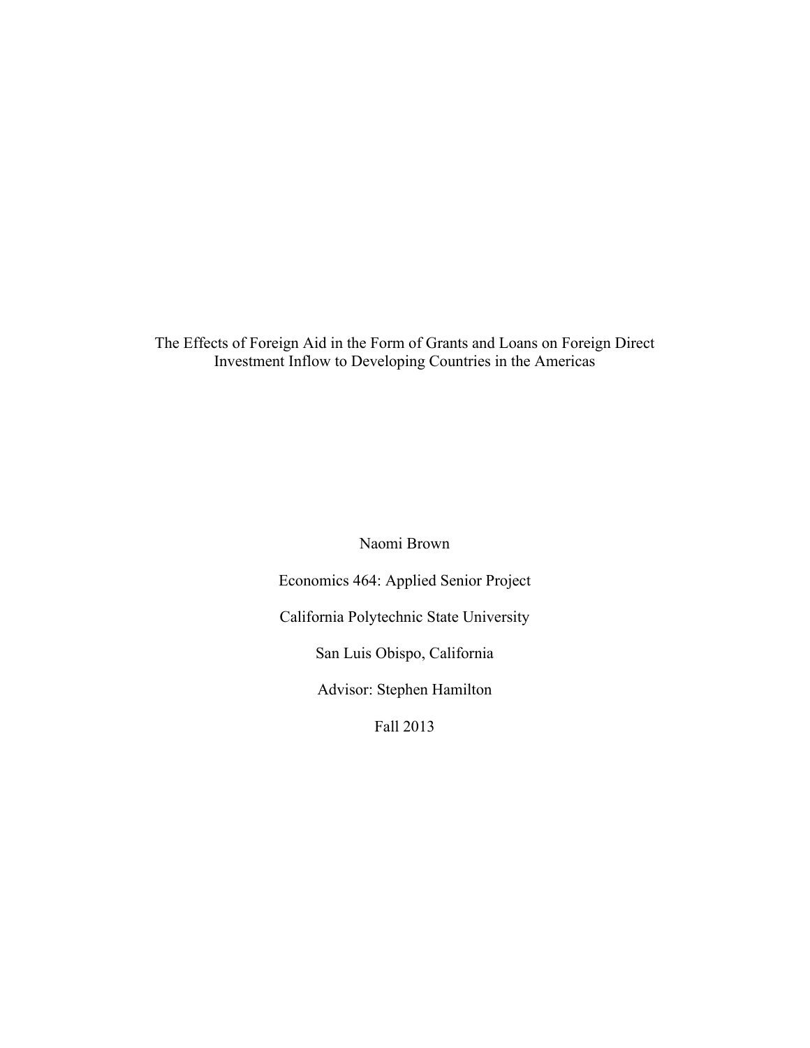# The Effects of Foreign Aid in the Form of Grants and Loans on Foreign Direct Investment Inflow to Developing Countries in the Americas

Naomi Brown

Economics 464: Applied Senior Project

California Polytechnic State University

San Luis Obispo, California

Advisor: Stephen Hamilton

Fall 2013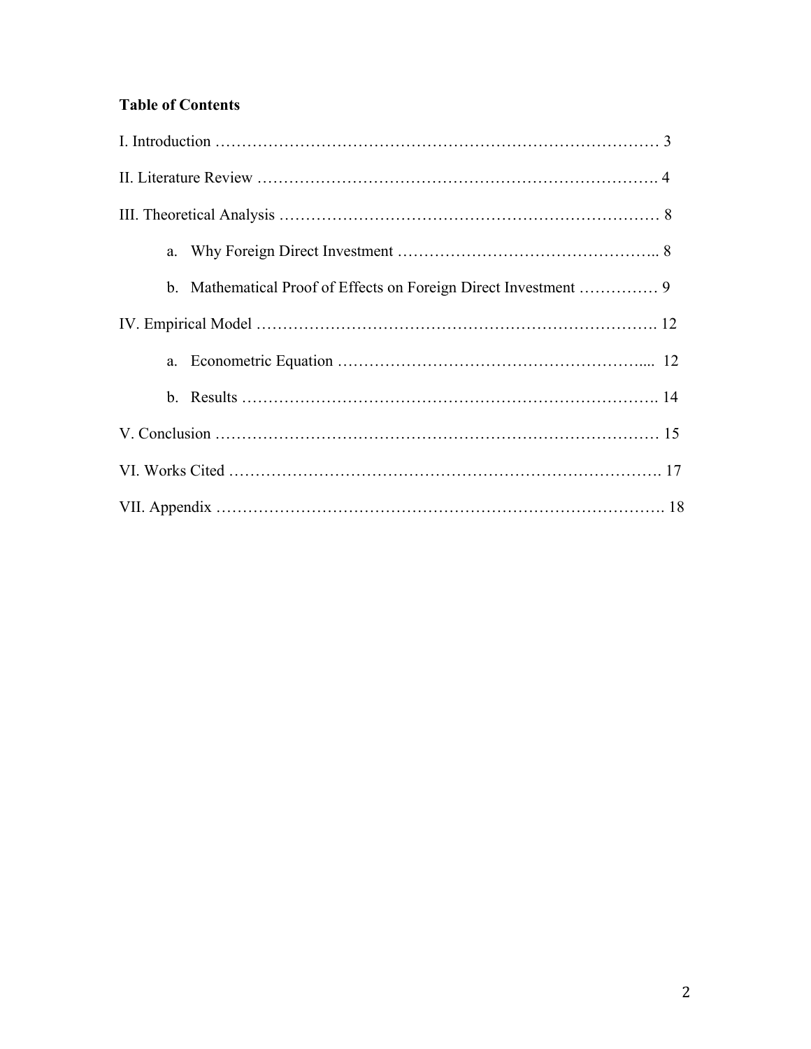**Table of Contents**

I. Introduction …………………………………………………………………………… 3

II. Literature Review …………………………………………………………………. 4

III. Theoretical Analysis ……………………………………………………………… 8

a. Why Foreign Direct Investment ………………………………………….. 8

b. Mathematical Proof of Effects on Foreign Direct Investment …………… 9

IV. Empirical Model …………………………………………………………………. 12

a. Econometric Equation ………………………………………………….... 12

b. Results ……………………………………………………………………. 14

V. Conclusion ………………………………………………………………………… 15

VI. Works Cited ………………………………………………………………………. 17

VII. Appendix ………………………………………………………………………… 18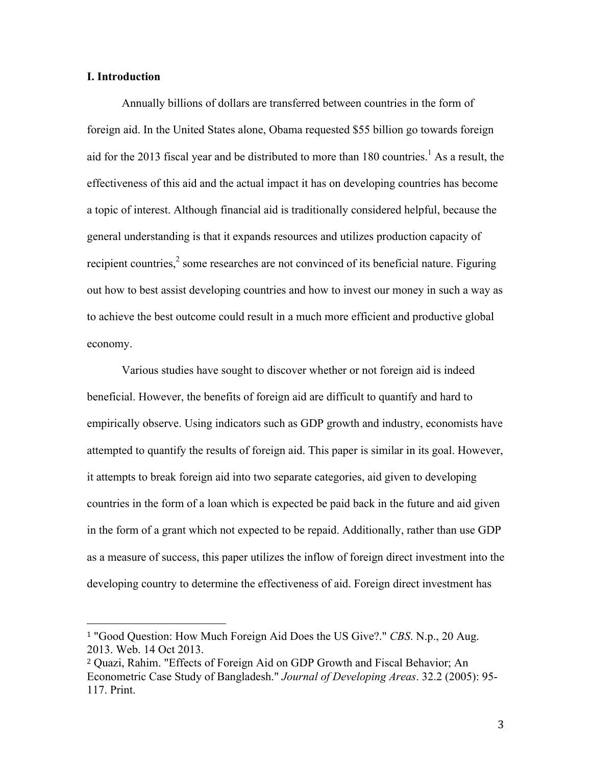## I. Introduction

Annually billions of dollars are transferred between countries in the form of foreign aid. In the United States alone, Obama requested $55 billion go towards foreign aid for the 2013 fiscal year and be distributed to more than 180 countries.[1] As a result, the effectiveness of this aid and the actual impact it has on developing countries has become a topic of interest. Although financial aid is traditionally considered helpful, because the general understanding is that it expands resources and utilizes production capacity of recipient countries,[2] some researches are not convinced of its beneficial nature. Figuring out how to best assist developing countries and how to invest our money in such a way as to achieve the best outcome could result in a much more efficient and productive global economy.

Various studies have sought to discover whether or not foreign aid is indeed beneficial. However, the benefits of foreign aid are difficult to quantify and hard to empirically observe. Using indicators such as GDP growth and industry, economists have attempted to quantify the results of foreign aid. This paper is similar in its goal. However, it attempts to break foreign aid into two separate categories, aid given to developing countries in the form of a loan which is expected be paid back in the future and aid given in the form of a grant which not expected to be repaid. Additionally, rather than use GDP as a measure of success, this paper utilizes the inflow of foreign direct investment into the developing country to determine the effectiveness of aid. Foreign direct investment has

---

[1] "Good Question: How Much Foreign Aid Does the US Give?." *CBS*. N.p., 20 Aug. 2013. Web. 14 Oct 2013.

[2] Quazi, Rahim. "Effects of Foreign Aid on GDP Growth and Fiscal Behavior; An Econometric Case Study of Bangladesh." *Journal of Developing Areas*. 32.2 (2005): 95-117. Print.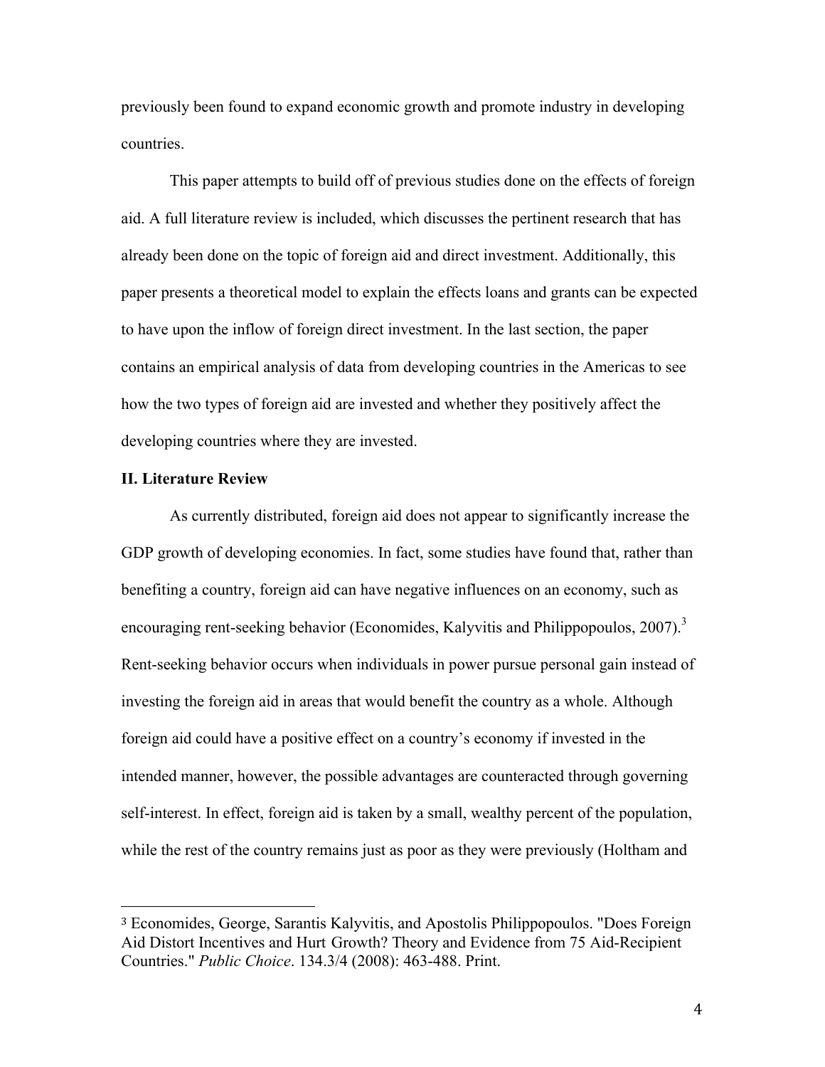previously been found to expand economic growth and promote industry in developing countries.

This paper attempts to build off of previous studies done on the effects of foreign aid. A full literature review is included, which discusses the pertinent research that has already been done on the topic of foreign aid and direct investment. Additionally, this paper presents a theoretical model to explain the effects loans and grants can be expected to have upon the inflow of foreign direct investment. In the last section, the paper contains an empirical analysis of data from developing countries in the Americas to see how the two types of foreign aid are invested and whether they positively affect the developing countries where they are invested.

## II. Literature Review

As currently distributed, foreign aid does not appear to significantly increase the GDP growth of developing economies. In fact, some studies have found that, rather than benefiting a country, foreign aid can have negative influences on an economy, such as encouraging rent-seeking behavior (Economides, Kalyvitis and Philippopoulos, 2007).[3] Rent-seeking behavior occurs when individuals in power pursue personal gain instead of investing the foreign aid in areas that would benefit the country as a whole. Although foreign aid could have a positive effect on a country's economy if invested in the intended manner, however, the possible advantages are counteracted through governing self-interest. In effect, foreign aid is taken by a small, wealthy percent of the population, while the rest of the country remains just as poor as they were previously (Holtham and

[3] Economides, George, Sarantis Kalyvitis, and Apostolis Philippopoulos. "Does Foreign Aid Distort Incentives and Hurt Growth? Theory and Evidence from 75 Aid-Recipient Countries." *Public Choice*. 134.3/4 (2008): 463-488. Print.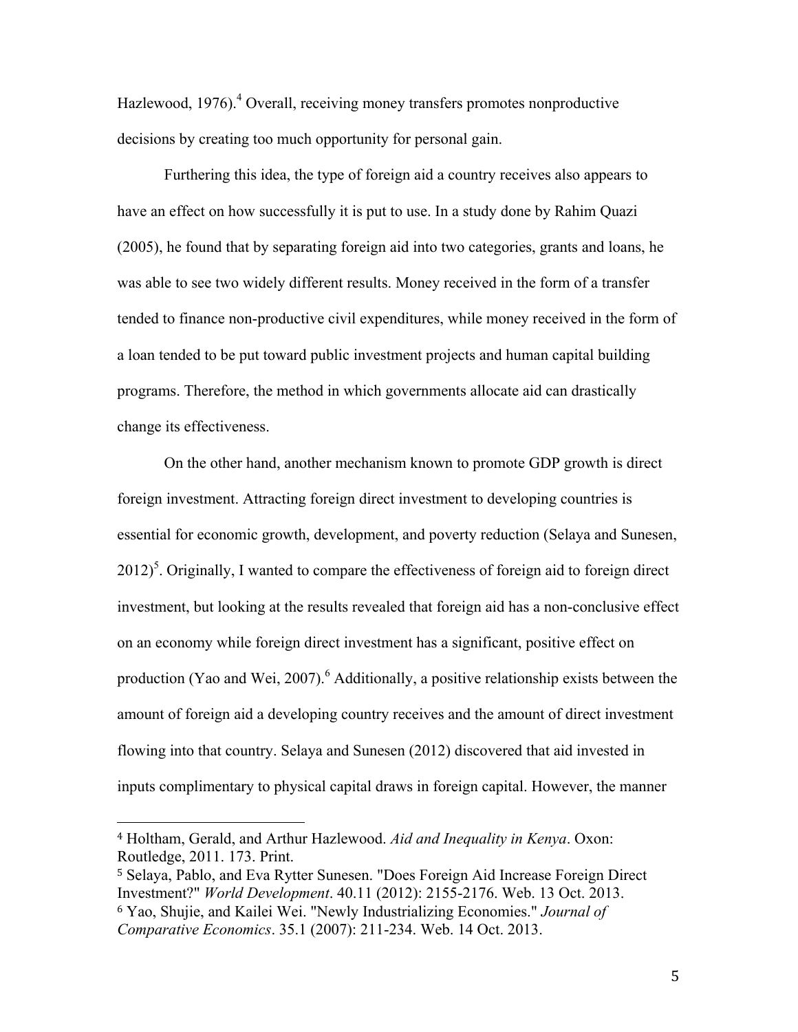Hazlewood, 1976).[4] Overall, receiving money transfers promotes nonproductive decisions by creating too much opportunity for personal gain.

Furthering this idea, the type of foreign aid a country receives also appears to have an effect on how successfully it is put to use. In a study done by Rahim Quazi (2005), he found that by separating foreign aid into two categories, grants and loans, he was able to see two widely different results. Money received in the form of a transfer tended to finance non-productive civil expenditures, while money received in the form of a loan tended to be put toward public investment projects and human capital building programs. Therefore, the method in which governments allocate aid can drastically change its effectiveness.

On the other hand, another mechanism known to promote GDP growth is direct foreign investment. Attracting foreign direct investment to developing countries is essential for economic growth, development, and poverty reduction (Selaya and Sunesen, 2012)[5]. Originally, I wanted to compare the effectiveness of foreign aid to foreign direct investment, but looking at the results revealed that foreign aid has a non-conclusive effect on an economy while foreign direct investment has a significant, positive effect on production (Yao and Wei, 2007).[6] Additionally, a positive relationship exists between the amount of foreign aid a developing country receives and the amount of direct investment flowing into that country. Selaya and Sunesen (2012) discovered that aid invested in inputs complimentary to physical capital draws in foreign capital. However, the manner

---

[4] Holtham, Gerald, and Arthur Hazlewood. *Aid and Inequality in Kenya*. Oxon: Routledge, 2011. 173. Print.

[5] Selaya, Pablo, and Eva Rytter Sunesen. "Does Foreign Aid Increase Foreign Direct Investment?" *World Development*. 40.11 (2012): 2155-2176. Web. 13 Oct. 2013.

[6] Yao, Shujie, and Kailei Wei. "Newly Industrializing Economies." *Journal of Comparative Economics*. 35.1 (2007): 211-234. Web. 14 Oct. 2013.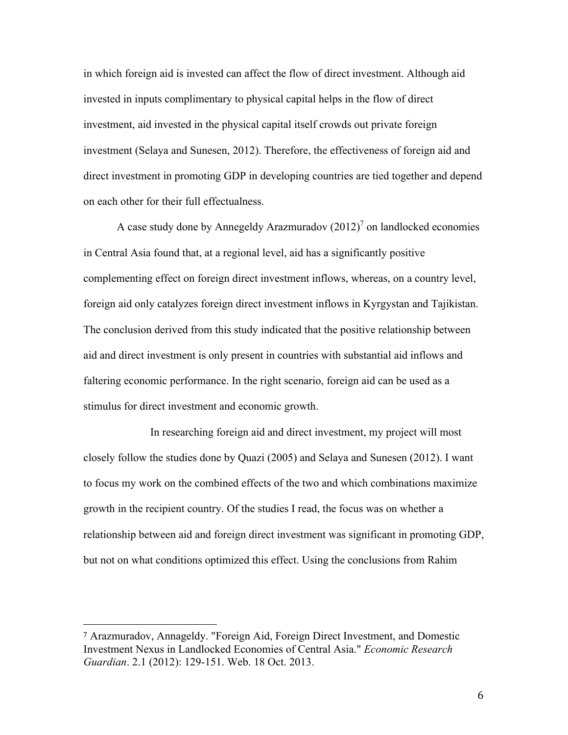in which foreign aid is invested can affect the flow of direct investment. Although aid invested in inputs complimentary to physical capital helps in the flow of direct investment, aid invested in the physical capital itself crowds out private foreign investment (Selaya and Sunesen, 2012). Therefore, the effectiveness of foreign aid and direct investment in promoting GDP in developing countries are tied together and depend on each other for their full effectualness.

A case study done by Annegeldy Arazmuradov (2012)[7] on landlocked economies in Central Asia found that, at a regional level, aid has a significantly positive complementing effect on foreign direct investment inflows, whereas, on a country level, foreign aid only catalyzes foreign direct investment inflows in Kyrgystan and Tajikistan. The conclusion derived from this study indicated that the positive relationship between aid and direct investment is only present in countries with substantial aid inflows and faltering economic performance. In the right scenario, foreign aid can be used as a stimulus for direct investment and economic growth.

In researching foreign aid and direct investment, my project will most closely follow the studies done by Quazi (2005) and Selaya and Sunesen (2012). I want to focus my work on the combined effects of the two and which combinations maximize growth in the recipient country. Of the studies I read, the focus was on whether a relationship between aid and foreign direct investment was significant in promoting GDP, but not on what conditions optimized this effect. Using the conclusions from Rahim

---

[7] Arazmuradov, Annageldy. "Foreign Aid, Foreign Direct Investment, and Domestic Investment Nexus in Landlocked Economies of Central Asia." *Economic Research Guardian*. 2.1 (2012): 129-151. Web. 18 Oct. 2013.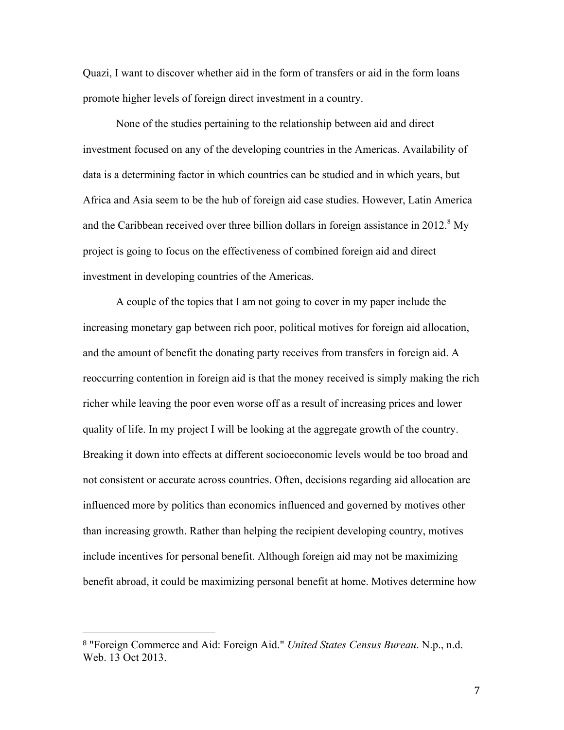Quazi, I want to discover whether aid in the form of transfers or aid in the form loans promote higher levels of foreign direct investment in a country.

None of the studies pertaining to the relationship between aid and direct investment focused on any of the developing countries in the Americas. Availability of data is a determining factor in which countries can be studied and in which years, but Africa and Asia seem to be the hub of foreign aid case studies. However, Latin America and the Caribbean received over three billion dollars in foreign assistance in 2012.[8] My project is going to focus on the effectiveness of combined foreign aid and direct investment in developing countries of the Americas.

A couple of the topics that I am not going to cover in my paper include the increasing monetary gap between rich poor, political motives for foreign aid allocation, and the amount of benefit the donating party receives from transfers in foreign aid. A reoccurring contention in foreign aid is that the money received is simply making the rich richer while leaving the poor even worse off as a result of increasing prices and lower quality of life. In my project I will be looking at the aggregate growth of the country. Breaking it down into effects at different socioeconomic levels would be too broad and not consistent or accurate across countries. Often, decisions regarding aid allocation are influenced more by politics than economics influenced and governed by motives other than increasing growth. Rather than helping the recipient developing country, motives include incentives for personal benefit. Although foreign aid may not be maximizing benefit abroad, it could be maximizing personal benefit at home. Motives determine how

---

[8] "Foreign Commerce and Aid: Foreign Aid." *United States Census Bureau*. N.p., n.d. Web. 13 Oct 2013.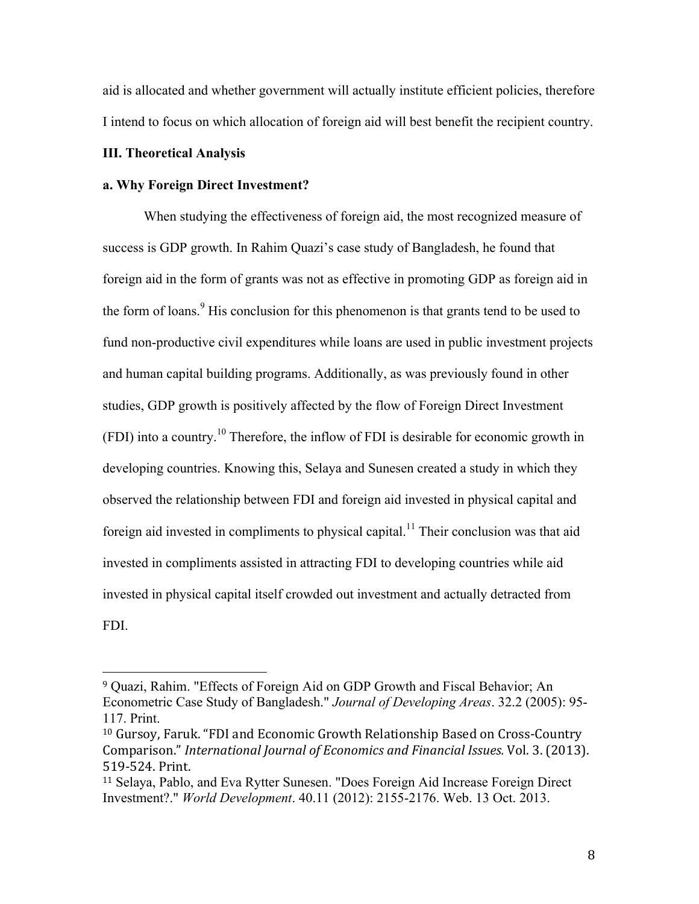aid is allocated and whether government will actually institute efficient policies, therefore I intend to focus on which allocation of foreign aid will best benefit the recipient country.

## III. Theoretical Analysis

### a. Why Foreign Direct Investment?

When studying the effectiveness of foreign aid, the most recognized measure of success is GDP growth. In Rahim Quazi's case study of Bangladesh, he found that foreign aid in the form of grants was not as effective in promoting GDP as foreign aid in the form of loans.[9] His conclusion for this phenomenon is that grants tend to be used to fund non-productive civil expenditures while loans are used in public investment projects and human capital building programs. Additionally, as was previously found in other studies, GDP growth is positively affected by the flow of Foreign Direct Investment (FDI) into a country.[10] Therefore, the inflow of FDI is desirable for economic growth in developing countries. Knowing this, Selaya and Sunesen created a study in which they observed the relationship between FDI and foreign aid invested in physical capital and foreign aid invested in compliments to physical capital.[11] Their conclusion was that aid invested in compliments assisted in attracting FDI to developing countries while aid invested in physical capital itself crowded out investment and actually detracted from FDI.

---

[9] Quazi, Rahim. "Effects of Foreign Aid on GDP Growth and Fiscal Behavior; An Econometric Case Study of Bangladesh." *Journal of Developing Areas*. 32.2 (2005): 95-117. Print.

[10] Gursoy, Faruk. "FDI and Economic Growth Relationship Based on Cross-Country Comparison." *International Journal of Economics and Financial Issues.* Vol. 3. (2013). 519-524. Print.

[11] Selaya, Pablo, and Eva Rytter Sunesen. "Does Foreign Aid Increase Foreign Direct Investment?." *World Development*. 40.11 (2012): 2155-2176. Web. 13 Oct. 2013.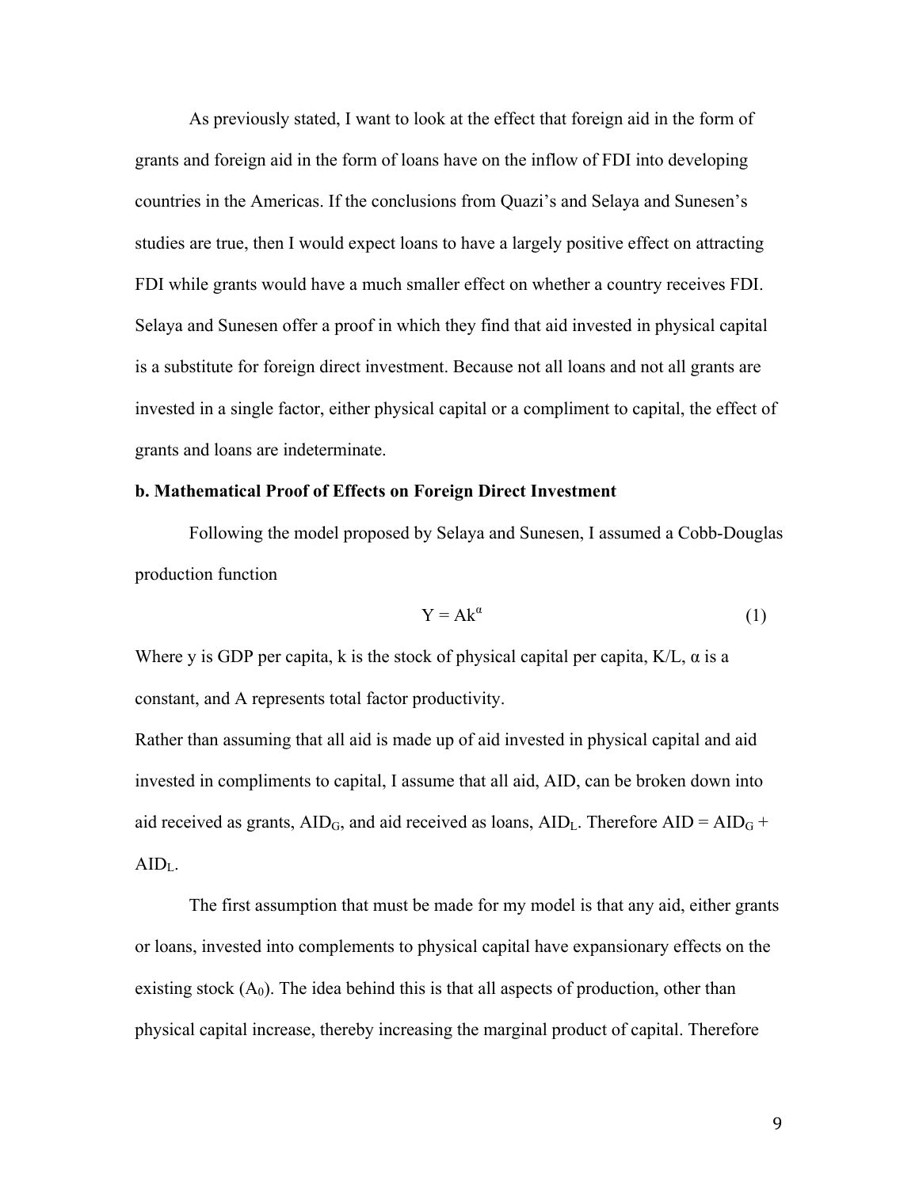As previously stated, I want to look at the effect that foreign aid in the form of grants and foreign aid in the form of loans have on the inflow of FDI into developing countries in the Americas. If the conclusions from Quazi's and Selaya and Sunesen's studies are true, then I would expect loans to have a largely positive effect on attracting FDI while grants would have a much smaller effect on whether a country receives FDI. Selaya and Sunesen offer a proof in which they find that aid invested in physical capital is a substitute for foreign direct investment. Because not all loans and not all grants are invested in a single factor, either physical capital or a compliment to capital, the effect of grants and loans are indeterminate.

**b. Mathematical Proof of Effects on Foreign Direct Investment**

Following the model proposed by Selaya and Sunesen, I assumed a Cobb-Douglas production function

$$Y = Ak^{\alpha} \tag{1}$$

Where y is GDP per capita, k is the stock of physical capital per capita, K/L, α is a constant, and A represents total factor productivity.

Rather than assuming that all aid is made up of aid invested in physical capital and aid invested in compliments to capital, I assume that all aid, AID, can be broken down into aid received as grants, $AID_G$, and aid received as loans, $AID_L$. Therefore $AID = AID_G + AID_L$.

The first assumption that must be made for my model is that any aid, either grants or loans, invested into complements to physical capital have expansionary effects on the existing stock ($A_0$). The idea behind this is that all aspects of production, other than physical capital increase, thereby increasing the marginal product of capital. Therefore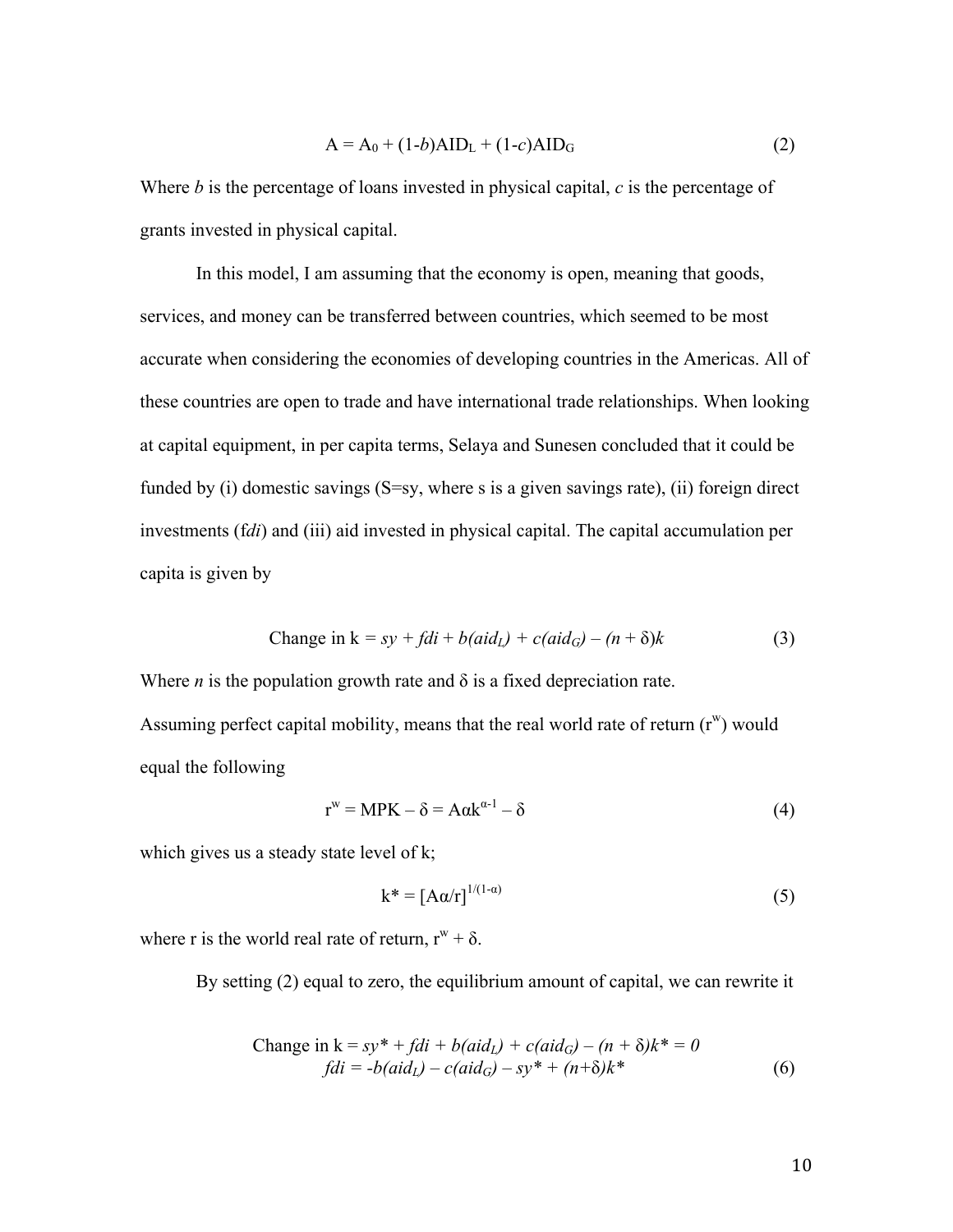$$A = A_0 + (1\text{-}b)AID_L + (1\text{-}c)AID_G \tag{2}$$

Where $b$ is the percentage of loans invested in physical capital, $c$ is the percentage of grants invested in physical capital.

In this model, I am assuming that the economy is open, meaning that goods, services, and money can be transferred between countries, which seemed to be most accurate when considering the economies of developing countries in the Americas. All of these countries are open to trade and have international trade relationships. When looking at capital equipment, in per capita terms, Selaya and Sunesen concluded that it could be funded by (i) domestic savings ($S=sy$, where s is a given savings rate), (ii) foreign direct investments (f*di*) and (iii) aid invested in physical capital. The capital accumulation per capita is given by

$$\text{Change in k} = sy + fdi + b(aid_L) + c(aid_G) - (n + \delta)k \tag{3}$$

Where $n$ is the population growth rate and $\delta$ is a fixed depreciation rate.

Assuming perfect capital mobility, means that the real world rate of return ($r^w$) would equal the following

$$r^w = MPK - \delta = A\alpha k^{\alpha-1} - \delta \tag{4}$$

which gives us a steady state level of k;

$$k^* = [A\alpha/r]^{1/(1-\alpha)} \tag{5}$$

where r is the world real rate of return, $r^w + \delta$.

By setting (2) equal to zero, the equilibrium amount of capital, we can rewrite it

$$\text{Change in k} = sy^* + fdi + b(aid_L) + c(aid_G) - (n + \delta)k^* = 0$$
$$fdi = -b(aid_L) - c(aid_G) - sy^* + (n+\delta)k^* \tag{6}$$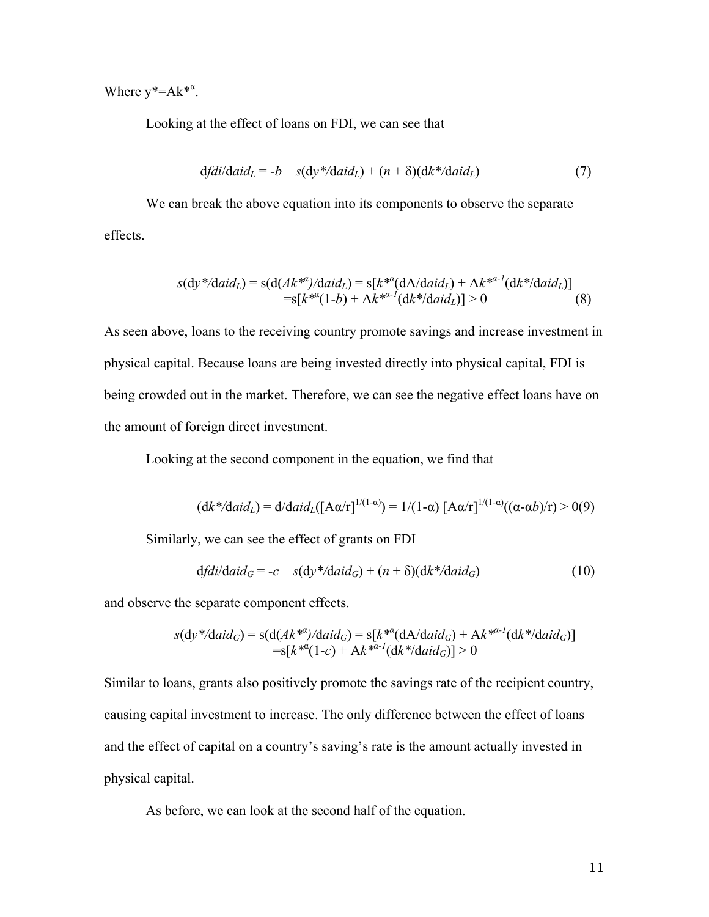Where $y^*=Ak^{*\alpha}$.

Looking at the effect of loans on FDI, we can see that

$$dfdi/daid_L = -b - s(dy^*/daid_L) + (n + \delta)(dk^*/daid_L) \tag{7}$$

We can break the above equation into its components to observe the separate effects.

$$\begin{aligned} s(dy^*/daid_L) &= s(d(Ak^{*\alpha})/daid_L) = s[k^{*\alpha}(dA/daid_L) + Ak^{*\alpha-1}(dk^*/daid_L)] \\ &= s[k^{*\alpha}(1-b) + Ak^{*\alpha-1}(dk^*/daid_L)] > 0 \end{aligned} \tag{8}$$

As seen above, loans to the receiving country promote savings and increase investment in physical capital. Because loans are being invested directly into physical capital, FDI is being crowded out in the market. Therefore, we can see the negative effect loans have on the amount of foreign direct investment.

Looking at the second component in the equation, we find that

$$(dk^*/daid_L) = d/daid_L([A\alpha/r]^{1/(1-\alpha)}) = 1/(1-\alpha)\,[A\alpha/r]^{1/(1-\alpha)}((\alpha-\alpha b)/r) > 0 \tag{9}$$

Similarly, we can see the effect of grants on FDI

$$dfdi/daid_G = -c - s(dy^*/daid_G) + (n + \delta)(dk^*/daid_G) \tag{10}$$

and observe the separate component effects.

$$\begin{aligned} s(dy^*/daid_G) &= s(d(Ak^{*\alpha})/daid_G) = s[k^{*\alpha}(dA/daid_G) + Ak^{*\alpha-1}(dk^*/daid_G)] \\ &= s[k^{*\alpha}(1-c) + Ak^{*\alpha-1}(dk^*/daid_G)] > 0 \end{aligned}$$

Similar to loans, grants also positively promote the savings rate of the recipient country, causing capital investment to increase. The only difference between the effect of loans and the effect of capital on a country's saving's rate is the amount actually invested in physical capital.

As before, we can look at the second half of the equation.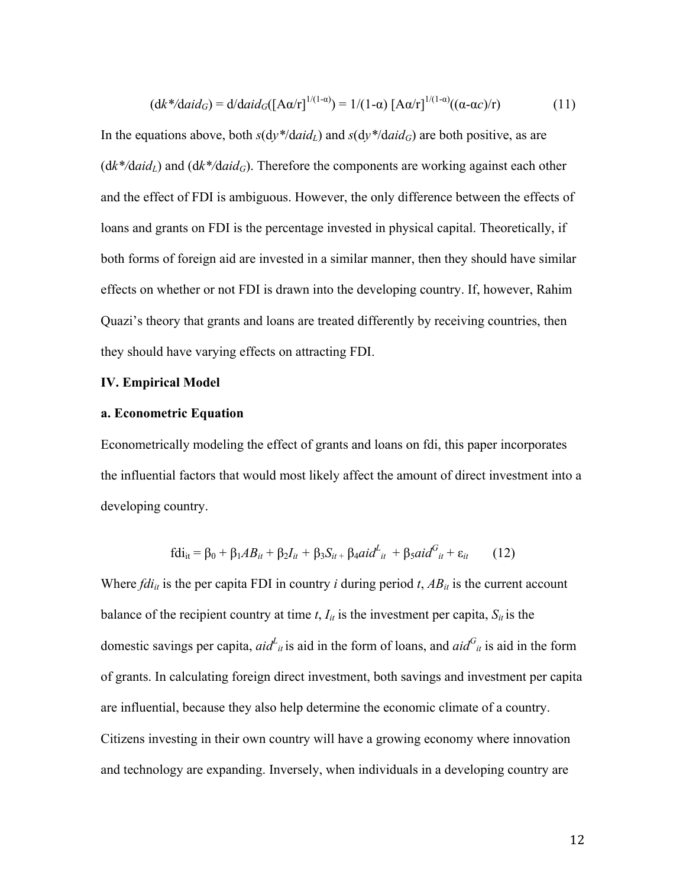$$(dk^*/daid_G) = d/daid_G([A\alpha/r]^{1/(1-\alpha)}) = 1/(1-\alpha)\ [A\alpha/r]^{1/(1-\alpha)}((\alpha-\alpha c)/r) \tag{11}$$

In the equations above, both $s(dy^*/daid_L)$ and $s(dy^*/daid_G)$ are both positive, as are $(dk^*/daid_L)$ and $(dk^*/daid_G)$. Therefore the components are working against each other and the effect of FDI is ambiguous. However, the only difference between the effects of loans and grants on FDI is the percentage invested in physical capital. Theoretically, if both forms of foreign aid are invested in a similar manner, then they should have similar effects on whether or not FDI is drawn into the developing country. If, however, Rahim Quazi's theory that grants and loans are treated differently by receiving countries, then they should have varying effects on attracting FDI.

**IV. Empirical Model**

**a. Econometric Equation**

Econometrically modeling the effect of grants and loans on fdi, this paper incorporates the influential factors that would most likely affect the amount of direct investment into a developing country.

$$\text{fdi}_{it} = \beta_0 + \beta_1 AB_{it} + \beta_2 I_{it} + \beta_3 S_{it} + \beta_4 aid^L_{it} + \beta_5 aid^G_{it} + \varepsilon_{it} \tag{12}$$

Where $fdi_{it}$ is the per capita FDI in country $i$ during period $t$, $AB_{it}$ is the current account balance of the recipient country at time $t$, $I_{it}$ is the investment per capita, $S_{it}$ is the domestic savings per capita, $aid^L_{it}$ is aid in the form of loans, and $aid^G_{it}$ is aid in the form of grants. In calculating foreign direct investment, both savings and investment per capita are influential, because they also help determine the economic climate of a country. Citizens investing in their own country will have a growing economy where innovation and technology are expanding. Inversely, when individuals in a developing country are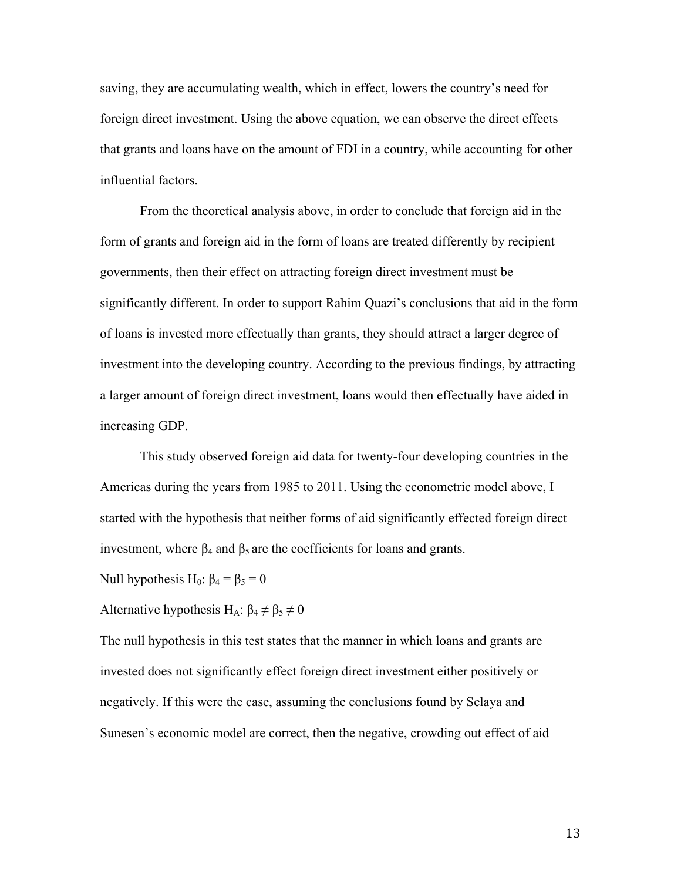saving, they are accumulating wealth, which in effect, lowers the country's need for foreign direct investment. Using the above equation, we can observe the direct effects that grants and loans have on the amount of FDI in a country, while accounting for other influential factors.

From the theoretical analysis above, in order to conclude that foreign aid in the form of grants and foreign aid in the form of loans are treated differently by recipient governments, then their effect on attracting foreign direct investment must be significantly different. In order to support Rahim Quazi's conclusions that aid in the form of loans is invested more effectually than grants, they should attract a larger degree of investment into the developing country. According to the previous findings, by attracting a larger amount of foreign direct investment, loans would then effectually have aided in increasing GDP.

This study observed foreign aid data for twenty-four developing countries in the Americas during the years from 1985 to 2011. Using the econometric model above, I started with the hypothesis that neither forms of aid significantly effected foreign direct investment, where $\beta_4$ and $\beta_5$ are the coefficients for loans and grants.

Null hypothesis $H_0$: $\beta_4 = \beta_5 = 0$

Alternative hypothesis $H_A$: $\beta_4 \neq \beta_5 \neq 0$

The null hypothesis in this test states that the manner in which loans and grants are invested does not significantly effect foreign direct investment either positively or negatively. If this were the case, assuming the conclusions found by Selaya and Sunesen's economic model are correct, then the negative, crowding out effect of aid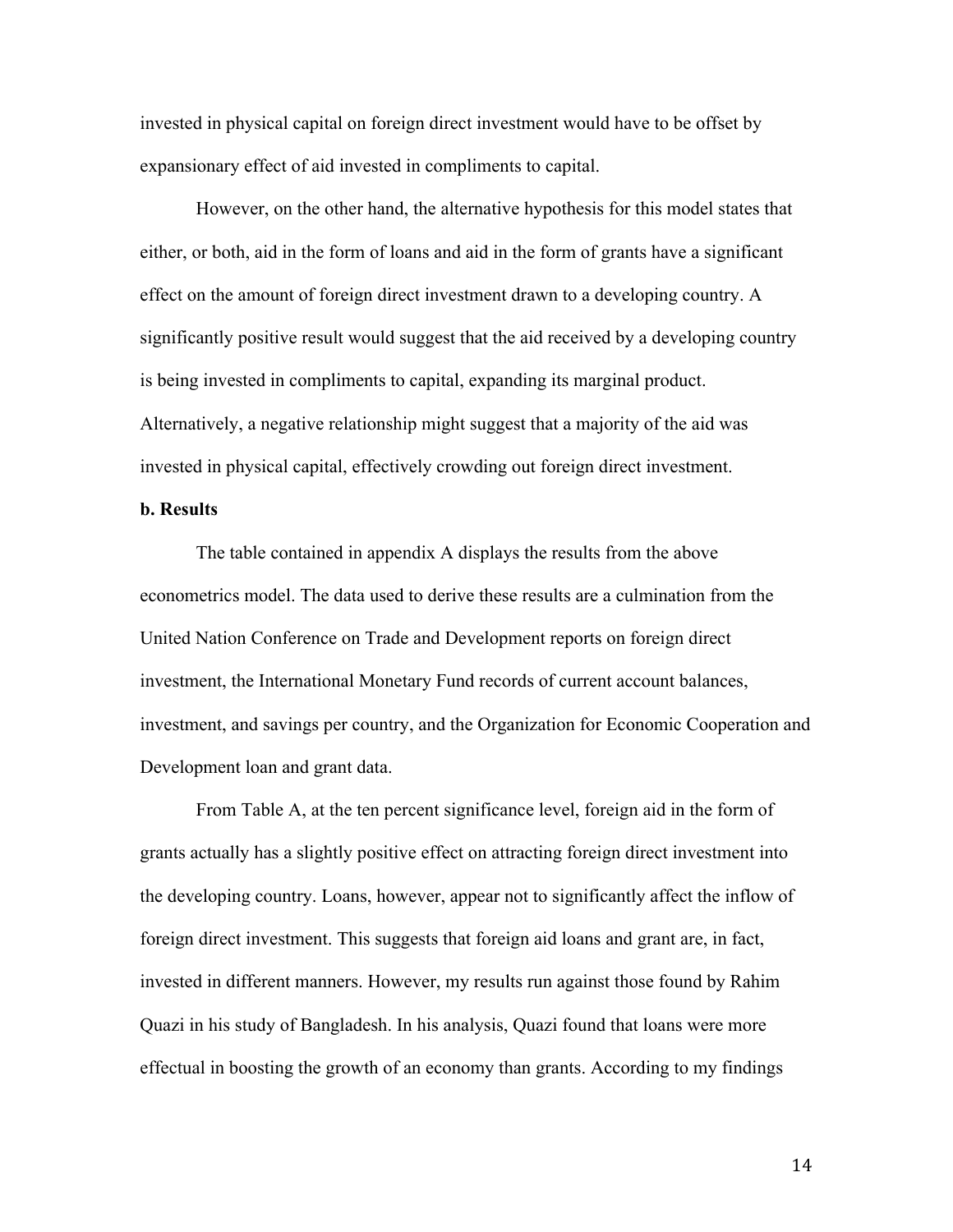invested in physical capital on foreign direct investment would have to be offset by expansionary effect of aid invested in compliments to capital.

However, on the other hand, the alternative hypothesis for this model states that either, or both, aid in the form of loans and aid in the form of grants have a significant effect on the amount of foreign direct investment drawn to a developing country. A significantly positive result would suggest that the aid received by a developing country is being invested in compliments to capital, expanding its marginal product. Alternatively, a negative relationship might suggest that a majority of the aid was invested in physical capital, effectively crowding out foreign direct investment.

**b. Results**

The table contained in appendix A displays the results from the above econometrics model. The data used to derive these results are a culmination from the United Nation Conference on Trade and Development reports on foreign direct investment, the International Monetary Fund records of current account balances, investment, and savings per country, and the Organization for Economic Cooperation and Development loan and grant data.

From Table A, at the ten percent significance level, foreign aid in the form of grants actually has a slightly positive effect on attracting foreign direct investment into the developing country. Loans, however, appear not to significantly affect the inflow of foreign direct investment. This suggests that foreign aid loans and grant are, in fact, invested in different manners. However, my results run against those found by Rahim Quazi in his study of Bangladesh. In his analysis, Quazi found that loans were more effectual in boosting the growth of an economy than grants. According to my findings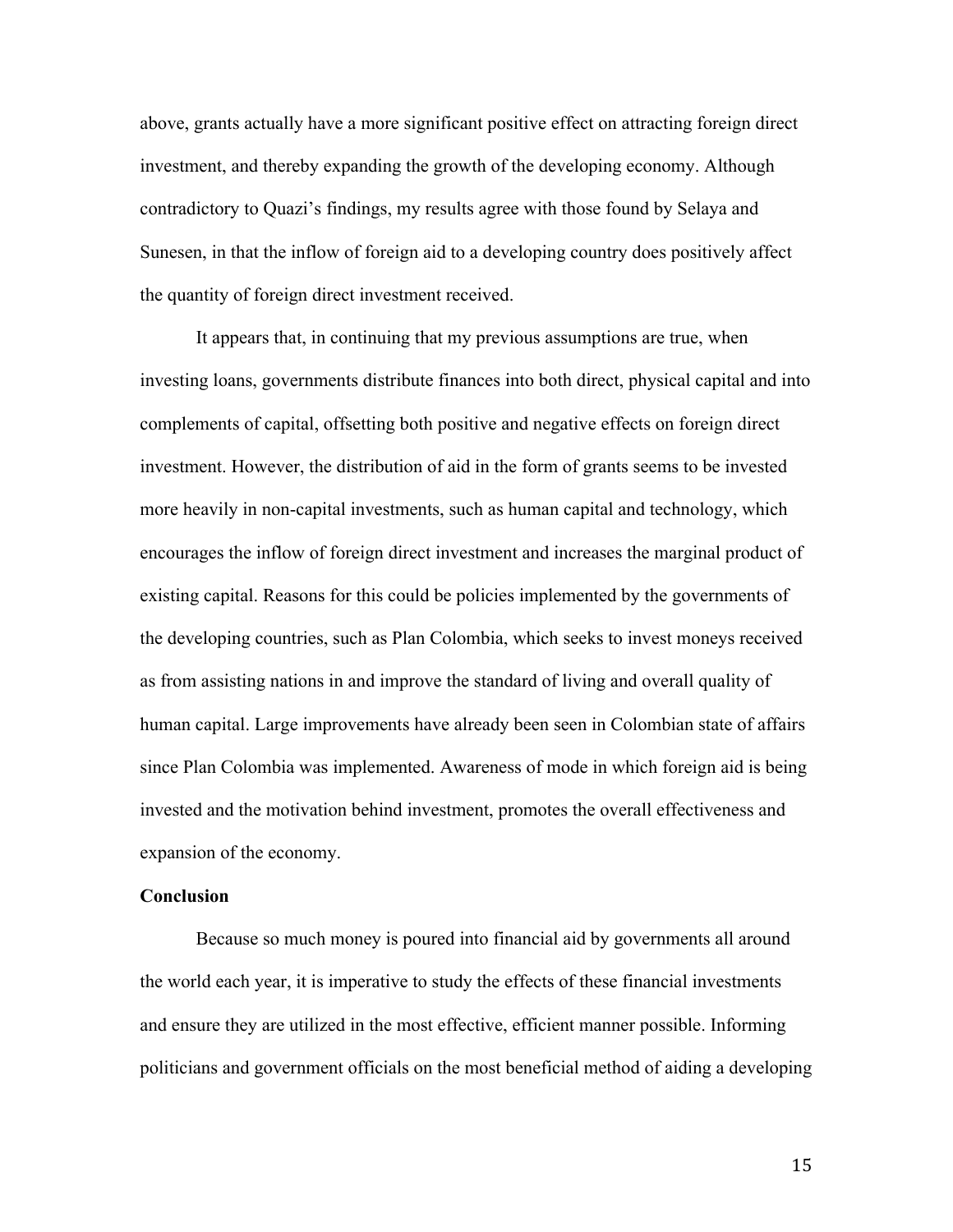above, grants actually have a more significant positive effect on attracting foreign direct investment, and thereby expanding the growth of the developing economy. Although contradictory to Quazi's findings, my results agree with those found by Selaya and Sunesen, in that the inflow of foreign aid to a developing country does positively affect the quantity of foreign direct investment received.

It appears that, in continuing that my previous assumptions are true, when investing loans, governments distribute finances into both direct, physical capital and into complements of capital, offsetting both positive and negative effects on foreign direct investment. However, the distribution of aid in the form of grants seems to be invested more heavily in non-capital investments, such as human capital and technology, which encourages the inflow of foreign direct investment and increases the marginal product of existing capital. Reasons for this could be policies implemented by the governments of the developing countries, such as Plan Colombia, which seeks to invest moneys received as from assisting nations in and improve the standard of living and overall quality of human capital. Large improvements have already been seen in Colombian state of affairs since Plan Colombia was implemented. Awareness of mode in which foreign aid is being invested and the motivation behind investment, promotes the overall effectiveness and expansion of the economy.

**Conclusion**

Because so much money is poured into financial aid by governments all around the world each year, it is imperative to study the effects of these financial investments and ensure they are utilized in the most effective, efficient manner possible. Informing politicians and government officials on the most beneficial method of aiding a developing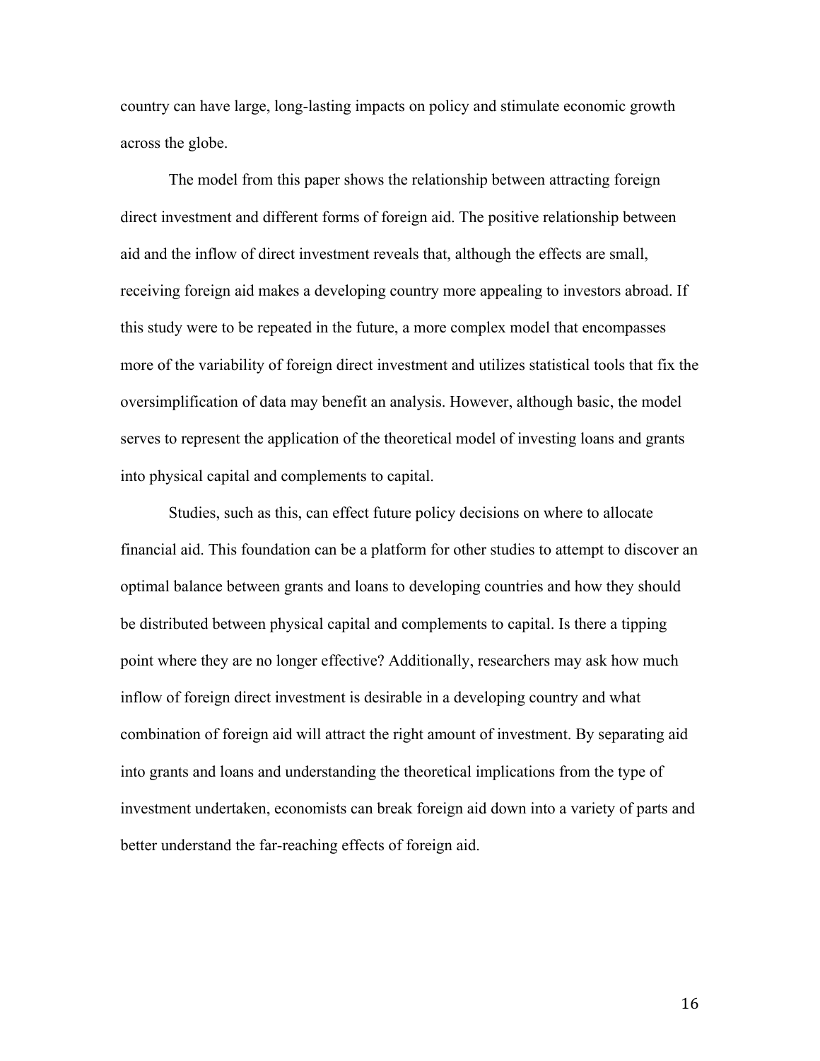country can have large, long-lasting impacts on policy and stimulate economic growth across the globe.

The model from this paper shows the relationship between attracting foreign direct investment and different forms of foreign aid. The positive relationship between aid and the inflow of direct investment reveals that, although the effects are small, receiving foreign aid makes a developing country more appealing to investors abroad. If this study were to be repeated in the future, a more complex model that encompasses more of the variability of foreign direct investment and utilizes statistical tools that fix the oversimplification of data may benefit an analysis. However, although basic, the model serves to represent the application of the theoretical model of investing loans and grants into physical capital and complements to capital.

Studies, such as this, can effect future policy decisions on where to allocate financial aid. This foundation can be a platform for other studies to attempt to discover an optimal balance between grants and loans to developing countries and how they should be distributed between physical capital and complements to capital. Is there a tipping point where they are no longer effective? Additionally, researchers may ask how much inflow of foreign direct investment is desirable in a developing country and what combination of foreign aid will attract the right amount of investment. By separating aid into grants and loans and understanding the theoretical implications from the type of investment undertaken, economists can break foreign aid down into a variety of parts and better understand the far-reaching effects of foreign aid.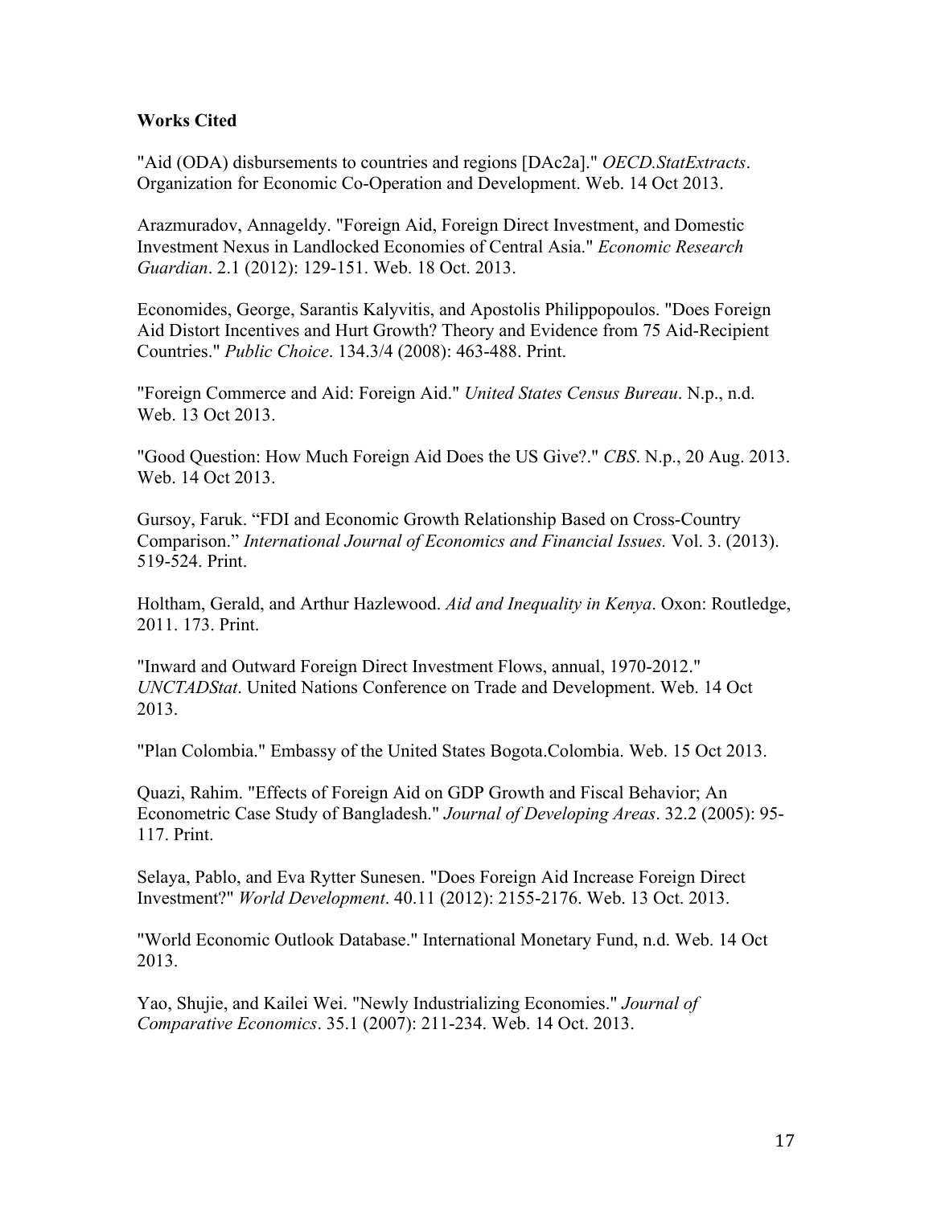**Works Cited**

"Aid (ODA) disbursements to countries and regions [DAc2a]." *OECD.StatExtracts*. Organization for Economic Co-Operation and Development. Web. 14 Oct 2013.

Arazmuradov, Annageldy. "Foreign Aid, Foreign Direct Investment, and Domestic Investment Nexus in Landlocked Economies of Central Asia." *Economic Research Guardian*. 2.1 (2012): 129-151. Web. 18 Oct. 2013.

Economides, George, Sarantis Kalyvitis, and Apostolis Philippopoulos. "Does Foreign Aid Distort Incentives and Hurt Growth? Theory and Evidence from 75 Aid-Recipient Countries." *Public Choice*. 134.3/4 (2008): 463-488. Print.

"Foreign Commerce and Aid: Foreign Aid." *United States Census Bureau*. N.p., n.d. Web. 13 Oct 2013.

"Good Question: How Much Foreign Aid Does the US Give?." *CBS*. N.p., 20 Aug. 2013. Web. 14 Oct 2013.

Gursoy, Faruk. "FDI and Economic Growth Relationship Based on Cross-Country Comparison." *International Journal of Economics and Financial Issues.* Vol. 3. (2013). 519-524. Print.

Holtham, Gerald, and Arthur Hazlewood. *Aid and Inequality in Kenya*. Oxon: Routledge, 2011. 173. Print.

"Inward and Outward Foreign Direct Investment Flows, annual, 1970-2012." *UNCTADStat*. United Nations Conference on Trade and Development. Web. 14 Oct 2013.

"Plan Colombia." Embassy of the United States Bogota.Colombia. Web. 15 Oct 2013.

Quazi, Rahim. "Effects of Foreign Aid on GDP Growth and Fiscal Behavior; An Econometric Case Study of Bangladesh." *Journal of Developing Areas*. 32.2 (2005): 95-117. Print.

Selaya, Pablo, and Eva Rytter Sunesen. "Does Foreign Aid Increase Foreign Direct Investment?" *World Development*. 40.11 (2012): 2155-2176. Web. 13 Oct. 2013.

"World Economic Outlook Database." International Monetary Fund, n.d. Web. 14 Oct 2013.

Yao, Shujie, and Kailei Wei. "Newly Industrializing Economies." *Journal of Comparative Economics*. 35.1 (2007): 211-234. Web. 14 Oct. 2013.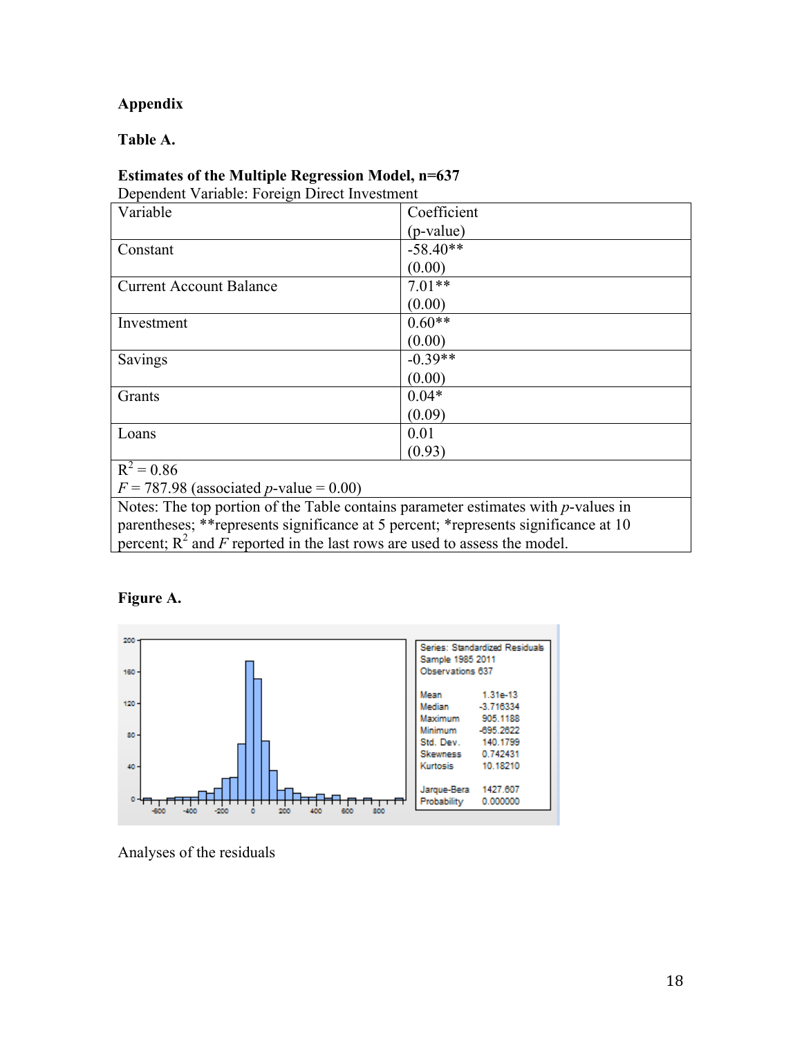**Appendix**

**Table A.**

**Estimates of the Multiple Regression Model, n=637**

Dependent Variable: Foreign Direct Investment

| Variable | Coefficient (p-value) |
|---|---|
| Constant | -58.40** (0.00) |
| Current Account Balance | 7.01** (0.00) |
| Investment | 0.60** (0.00) |
| Savings | -0.39** (0.00) |
| Grants | 0.04* (0.09) |
| Loans | 0.01 (0.93) |
| $R^2 = 0.86$ $F = 787.98$ (associated $p$-value = 0.00) | |
| Notes: The top portion of the Table contains parameter estimates with $p$-values in parentheses; **represents significance at 5 percent; *represents significance at 10 percent; $R^2$ and $F$ reported in the last rows are used to assess the model. | |

**Figure A.**

| Series: Standardized Residuals | |
|---|---|
| Sample 1985 2011 | |
| Observations 637 | |
| Mean | 1.31e-13 |
| Median | -3.716334 |
| Maximum | 905.1188 |
| Minimum | -695.2622 |
| Std. Dev. | 140.1799 |
| Skewness | 0.742431 |
| Kurtosis | 10.18210 |
| Jarque-Bera | 1427.607 |
| Probability | 0.000000 |

Analyses of the residuals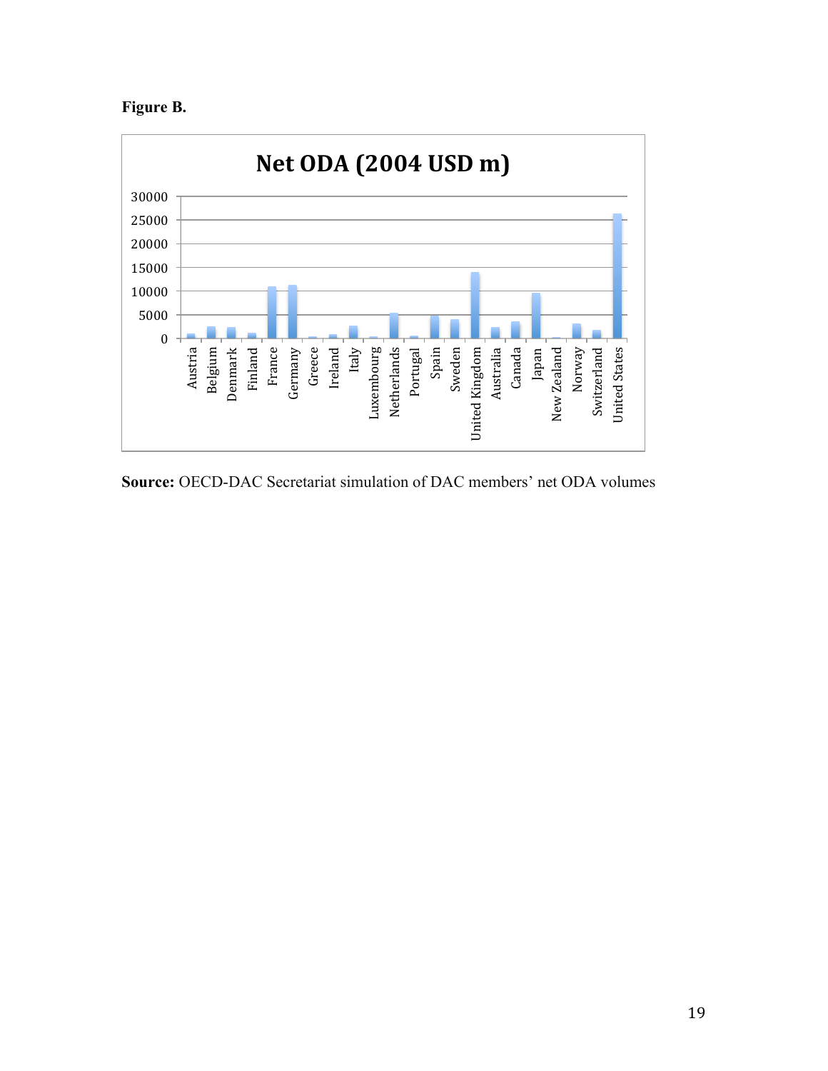**Figure B.**

Net ODA (2004 USD m)

30000
25000
20000
15000
10000
5000
0

Austria
Belgium
Denmark
Finland
France
Germany
Greece
Ireland
Italy
Luxembourg
Netherlands
Portugal
Spain
Sweden
United Kingdom
Australia
Canada
Japan
New Zealand
Norway
Switzerland
United States

**Source:** OECD-DAC Secretariat simulation of DAC members' net ODA volumes